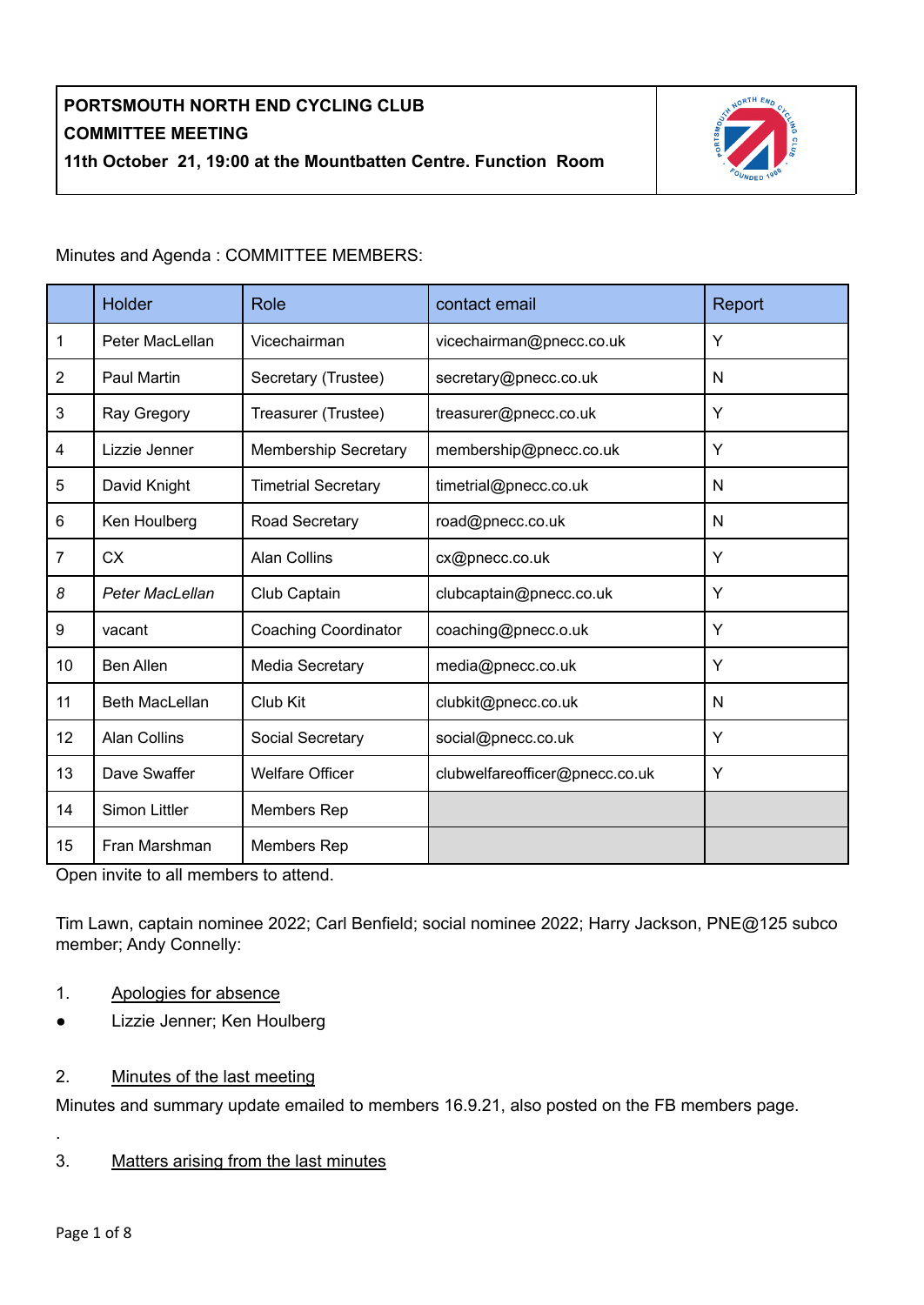**PORTSMOUTH NORTH END CYCLING CLUB**
**COMMITTEE MEETING**
**11th October 21, 19:00 at the Mountbatten Centre. Function Room**

Minutes and Agenda : COMMITTEE MEMBERS:

| | Holder | Role | contact email | Report |
|---|---|---|---|---|
| 1 | Peter MacLellan | Vicechairman | vicechairman@pnecc.co.uk | Y |
| 2 | Paul Martin | Secretary (Trustee) | secretary@pnecc.co.uk | N |
| 3 | Ray Gregory | Treasurer (Trustee) | treasurer@pnecc.co.uk | Y |
| 4 | Lizzie Jenner | Membership Secretary | membership@pnecc.co.uk | Y |
| 5 | David Knight | Timetrial Secretary | timetrial@pnecc.co.uk | N |
| 6 | Ken Houlberg | Road Secretary | road@pnecc.co.uk | N |
| 7 | CX | Alan Collins | cx@pnecc.co.uk | Y |
| *8* | *Peter MacLellan* | Club Captain | clubcaptain@pnecc.co.uk | Y |
| 9 | vacant | Coaching Coordinator | coaching@pnecc.o.uk | Y |
| 10 | Ben Allen | Media Secretary | media@pnecc.co.uk | Y |
| 11 | Beth MacLellan | Club Kit | clubkit@pnecc.co.uk | N |
| 12 | Alan Collins | Social Secretary | social@pnecc.co.uk | Y |
| 13 | Dave Swaffer | Welfare Officer | clubwelfareofficer@pnecc.co.uk | Y |
| 14 | Simon Littler | Members Rep | | |
| 15 | Fran Marshman | Members Rep | | |

Open invite to all members to attend.

Tim Lawn, captain nominee 2022; Carl Benfield; social nominee 2022; Harry Jackson, PNE@125 subco member; Andy Connelly:

1. Apologies for absence

- Lizzie Jenner; Ken Houlberg

2. Minutes of the last meeting

Minutes and summary update emailed to members 16.9.21, also posted on the FB members page.

.

3. Matters arising from the last minutes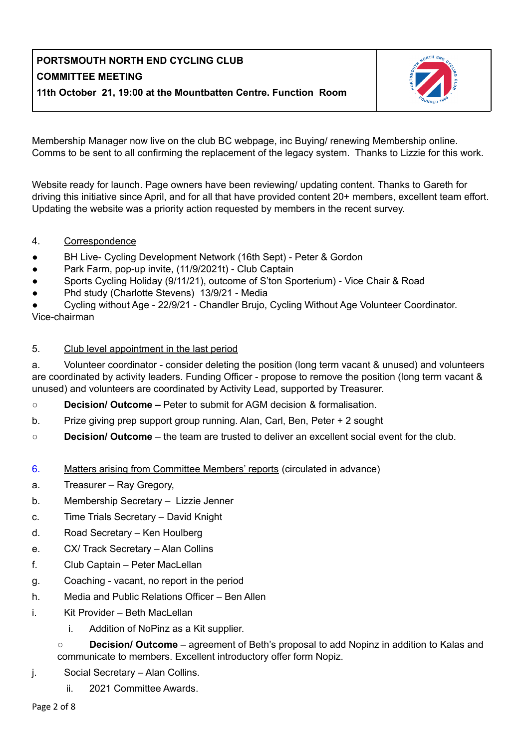**PORTSMOUTH NORTH END CYCLING CLUB**
**COMMITTEE MEETING**
**11th October 21, 19:00 at the Mountbatten Centre. Function Room**

Membership Manager now live on the club BC webpage, inc Buying/ renewing Membership online. Comms to be sent to all confirming the replacement of the legacy system. Thanks to Lizzie for this work.

Website ready for launch. Page owners have been reviewing/ updating content. Thanks to Gareth for driving this initiative since April, and for all that have provided content 20+ members, excellent team effort. Updating the website was a priority action requested by members in the recent survey.

4. Correspondence

- BH Live- Cycling Development Network (16th Sept) - Peter & Gordon
- Park Farm, pop-up invite, (11/9/2021t) - Club Captain
- Sports Cycling Holiday (9/11/21), outcome of S'ton Sporterium) - Vice Chair & Road
- Phd study (Charlotte Stevens) 13/9/21 - Media
- Cycling without Age - 22/9/21 - Chandler Brujo, Cycling Without Age Volunteer Coordinator. Vice-chairman

5. Club level appointment in the last period

a. Volunteer coordinator - consider deleting the position (long term vacant & unused) and volunteers are coordinated by activity leaders. Funding Officer - propose to remove the position (long term vacant & unused) and volunteers are coordinated by Activity Lead, supported by Treasurer.

- **Decision/ Outcome –** Peter to submit for AGM decision & formalisation.

b. Prize giving prep support group running. Alan, Carl, Ben, Peter + 2 sought

- **Decision/ Outcome** – the team are trusted to deliver an excellent social event for the club.

6. Matters arising from Committee Members' reports (circulated in advance)

a. Treasurer – Ray Gregory,
b. Membership Secretary – Lizzie Jenner
c. Time Trials Secretary – David Knight
d. Road Secretary – Ken Houlberg
e. CX/ Track Secretary – Alan Collins
f. Club Captain – Peter MacLellan
g. Coaching - vacant, no report in the period
h. Media and Public Relations Officer – Ben Allen
i. Kit Provider – Beth MacLellan
   i. Addition of NoPinz as a Kit supplier.
   - **Decision/ Outcome** – agreement of Beth's proposal to add Nopinz in addition to Kalas and communicate to members. Excellent introductory offer form Nopiz.
j. Social Secretary – Alan Collins.
   ii. 2021 Committee Awards.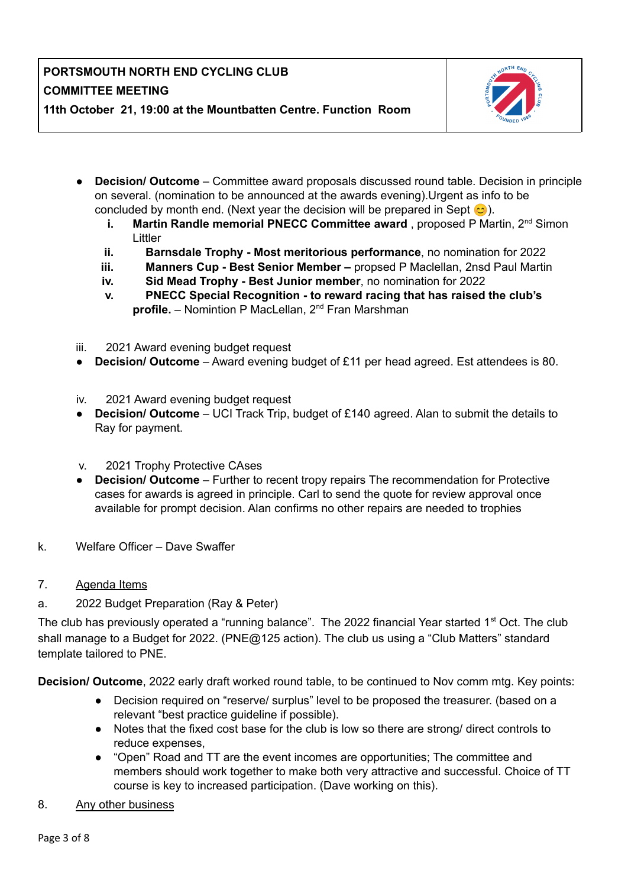| PORTSMOUTH NORTH END CYCLING CLUB<br>COMMITTEE MEETING<br>11th October 21, 19:00 at the Mountbatten Centre. Function Room | |
|---|---|

- **Decision/ Outcome** – Committee award proposals discussed round table. Decision in principle on several. (nomination to be announced at the awards evening).Urgent as info to be concluded by month end. (Next year the decision will be prepared in Sept 😊).
    - i. **Martin Randle memorial PNECC Committee award** , proposed P Martin, 2nd Simon Littler
    - ii. **Barnsdale Trophy - Most meritorious performance**, no nomination for 2022
    - iii. **Manners Cup - Best Senior Member –** propsed P Maclellan, 2nsd Paul Martin
    - iv. **Sid Mead Trophy - Best Junior member**, no nomination for 2022
    - v. **PNECC Special Recognition - to reward racing that has raised the club's profile.** – Nomintion P MacLellan, 2nd Fran Marshman

iii. 2021 Award evening budget request

- **Decision/ Outcome** – Award evening budget of £11 per head agreed. Est attendees is 80.

iv. 2021 Award evening budget request

- **Decision/ Outcome** – UCI Track Trip, budget of £140 agreed. Alan to submit the details to Ray for payment.

v. 2021 Trophy Protective CAses

- **Decision/ Outcome** – Further to recent tropy repairs The recommendation for Protective cases for awards is agreed in principle. Carl to send the quote for review approval once available for prompt decision. Alan confirms no other repairs are needed to trophies

k. Welfare Officer – Dave Swaffer

7. Agenda Items

a. 2022 Budget Preparation (Ray & Peter)

The club has previously operated a "running balance". The 2022 financial Year started 1st Oct. The club shall manage to a Budget for 2022. (PNE@125 action). The club us using a "Club Matters" standard template tailored to PNE.

**Decision/ Outcome**, 2022 early draft worked round table, to be continued to Nov comm mtg. Key points:

- Decision required on "reserve/ surplus" level to be proposed the treasurer. (based on a relevant "best practice guideline if possible).
- Notes that the fixed cost base for the club is low so there are strong/ direct controls to reduce expenses,
- "Open" Road and TT are the event incomes are opportunities; The committee and members should work together to make both very attractive and successful. Choice of TT course is key to increased participation. (Dave working on this).

8. Any other business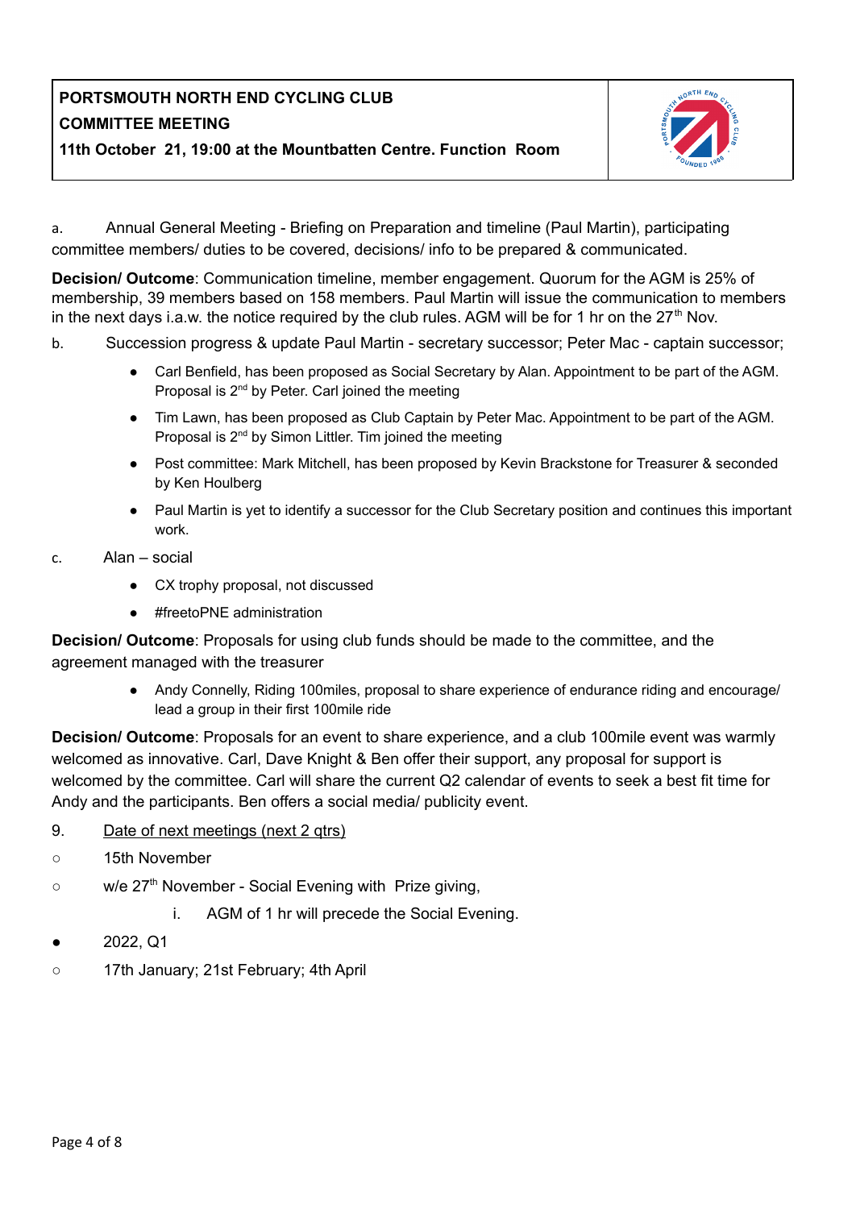**PORTSMOUTH NORTH END CYCLING CLUB**
**COMMITTEE MEETING**
**11th October 21, 19:00 at the Mountbatten Centre. Function Room**

a. Annual General Meeting - Briefing on Preparation and timeline (Paul Martin), participating committee members/ duties to be covered, decisions/ info to be prepared & communicated.

**Decision/ Outcome**: Communication timeline, member engagement. Quorum for the AGM is 25% of membership, 39 members based on 158 members. Paul Martin will issue the communication to members in the next days i.a.w. the notice required by the club rules. AGM will be for 1 hr on the 27th Nov.

b. Succession progress & update Paul Martin - secretary successor; Peter Mac - captain successor;

- Carl Benfield, has been proposed as Social Secretary by Alan. Appointment to be part of the AGM. Proposal is 2nd by Peter. Carl joined the meeting
- Tim Lawn, has been proposed as Club Captain by Peter Mac. Appointment to be part of the AGM. Proposal is 2nd by Simon Littler. Tim joined the meeting
- Post committee: Mark Mitchell, has been proposed by Kevin Brackstone for Treasurer & seconded by Ken Houlberg
- Paul Martin is yet to identify a successor for the Club Secretary position and continues this important work.

c. Alan – social

- CX trophy proposal, not discussed
- #freetoPNE administration

**Decision/ Outcome**: Proposals for using club funds should be made to the committee, and the agreement managed with the treasurer

- Andy Connelly, Riding 100miles, proposal to share experience of endurance riding and encourage/ lead a group in their first 100mile ride

**Decision/ Outcome**: Proposals for an event to share experience, and a club 100mile event was warmly welcomed as innovative. Carl, Dave Knight & Ben offer their support, any proposal for support is welcomed by the committee. Carl will share the current Q2 calendar of events to seek a best fit time for Andy and the participants. Ben offers a social media/ publicity event.

9. Date of next meetings (next 2 qtrs)

- 15th November
- w/e 27th November - Social Evening with Prize giving,
  i. AGM of 1 hr will precede the Social Evening.
- 2022, Q1
- 17th January; 21st February; 4th April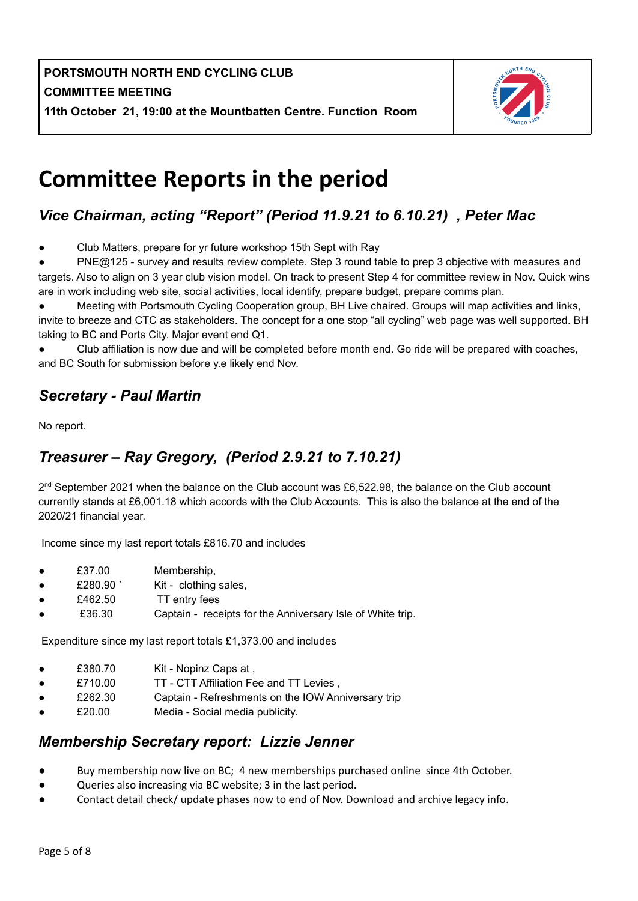**PORTSMOUTH NORTH END CYCLING CLUB**
**COMMITTEE MEETING**
**11th October 21, 19:00 at the Mountbatten Centre. Function Room**

# Committee Reports in the period

## *Vice Chairman, acting "Report" (Period 11.9.21 to 6.10.21) , Peter Mac*

- Club Matters, prepare for yr future workshop 15th Sept with Ray
- PNE@125 - survey and results review complete. Step 3 round table to prep 3 objective with measures and targets. Also to align on 3 year club vision model. On track to present Step 4 for committee review in Nov. Quick wins are in work including web site, social activities, local identify, prepare budget, prepare comms plan.
- Meeting with Portsmouth Cycling Cooperation group, BH Live chaired. Groups will map activities and links, invite to breeze and CTC as stakeholders. The concept for a one stop "all cycling" web page was well supported. BH taking to BC and Ports City. Major event end Q1.
- Club affiliation is now due and will be completed before month end. Go ride will be prepared with coaches, and BC South for submission before y.e likely end Nov.

## *Secretary - Paul Martin*

No report.

## *Treasurer – Ray Gregory, (Period 2.9.21 to 7.10.21)*

2nd September 2021 when the balance on the Club account was £6,522.98, the balance on the Club account currently stands at £6,001.18 which accords with the Club Accounts. This is also the balance at the end of the 2020/21 financial year.

Income since my last report totals £816.70 and includes

- £37.00 Membership,
- £280.90 ` Kit - clothing sales,
- £462.50 TT entry fees
- £36.30 Captain - receipts for the Anniversary Isle of White trip.

Expenditure since my last report totals £1,373.00 and includes

- £380.70 Kit - Nopinz Caps at ,
- £710.00 TT - CTT Affiliation Fee and TT Levies ,
- £262.30 Captain - Refreshments on the IOW Anniversary trip
- £20.00 Media - Social media publicity.

## *Membership Secretary report: Lizzie Jenner*

- Buy membership now live on BC; 4 new memberships purchased online since 4th October.
- Queries also increasing via BC website; 3 in the last period.
- Contact detail check/ update phases now to end of Nov. Download and archive legacy info.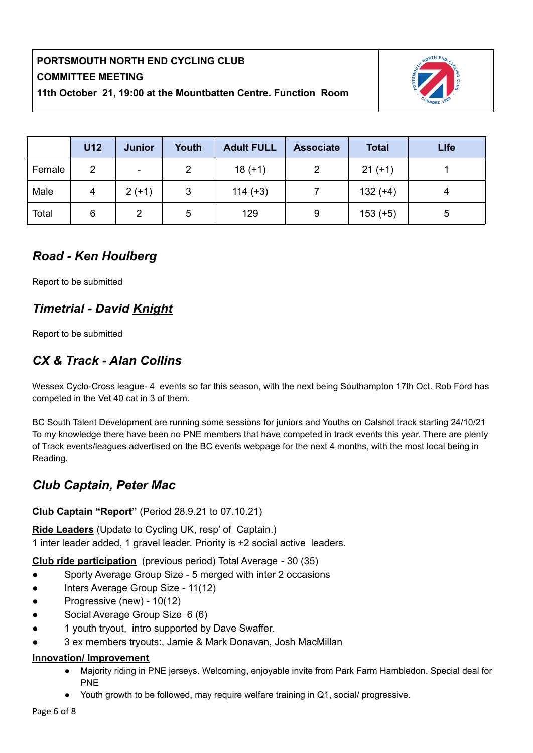**PORTSMOUTH NORTH END CYCLING CLUB**
**COMMITTEE MEETING**
**11th October 21, 19:00 at the Mountbatten Centre. Function Room**

| | U12 | Junior | Youth | Adult FULL | Associate | Total | LIfe |
|---|---|---|---|---|---|---|---|
| Female | 2 | - | 2 | 18 (+1) | 2 | 21 (+1) | 1 |
| Male | 4 | 2 (+1) | 3 | 114 (+3) | 7 | 132 (+4) | 4 |
| Total | 6 | 2 | 5 | 129 | 9 | 153 (+5) | 5 |

## *Road - Ken Houlberg*

Report to be submitted

## *Timetrial - David Knight*

Report to be submitted

## *CX & Track - Alan Collins*

Wessex Cyclo-Cross league- 4 events so far this season, with the next being Southampton 17th Oct. Rob Ford has competed in the Vet 40 cat in 3 of them.

BC South Talent Development are running some sessions for juniors and Youths on Calshot track starting 24/10/21 To my knowledge there have been no PNE members that have competed in track events this year. There are plenty of Track events/leagues advertised on the BC events webpage for the next 4 months, with the most local being in Reading.

## *Club Captain, Peter Mac*

**Club Captain "Report"** (Period 28.9.21 to 07.10.21)

**Ride Leaders** (Update to Cycling UK, resp' of Captain.)
1 inter leader added, 1 gravel leader. Priority is +2 social active leaders.

**Club ride participation** (previous period) Total Average - 30 (35)

- Sporty Average Group Size - 5 merged with inter 2 occasions
- Inters Average Group Size - 11(12)
- Progressive (new) - 10(12)
- Social Average Group Size 6 (6)
- 1 youth tryout, intro supported by Dave Swaffer.
- 3 ex members tryouts:, Jamie & Mark Donavan, Josh MacMillan

**Innovation/ Improvement**

- Majority riding in PNE jerseys. Welcoming, enjoyable invite from Park Farm Hambledon. Special deal for PNE
- Youth growth to be followed, may require welfare training in Q1, social/ progressive.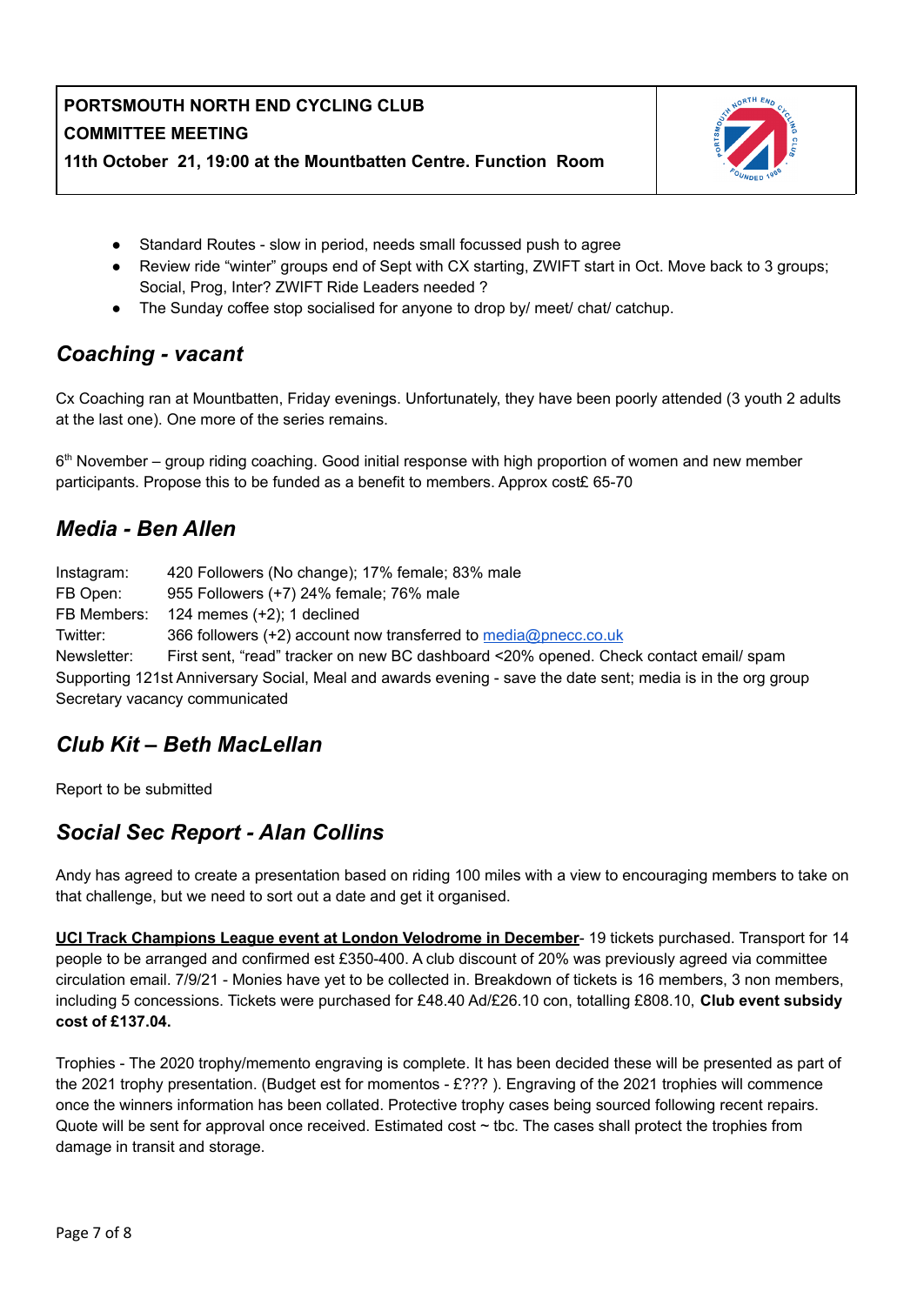**PORTSMOUTH NORTH END CYCLING CLUB**
**COMMITTEE MEETING**
**11th October 21, 19:00 at the Mountbatten Centre. Function Room**

- Standard Routes - slow in period, needs small focussed push to agree
- Review ride “winter” groups end of Sept with CX starting, ZWIFT start in Oct. Move back to 3 groups; Social, Prog, Inter? ZWIFT Ride Leaders needed ?
- The Sunday coffee stop socialised for anyone to drop by/ meet/ chat/ catchup.

## *Coaching - vacant*

Cx Coaching ran at Mountbatten, Friday evenings. Unfortunately, they have been poorly attended (3 youth 2 adults at the last one). One more of the series remains.

6th November – group riding coaching. Good initial response with high proportion of women and new member participants. Propose this to be funded as a benefit to members. Approx cost£ 65-70

## *Media - Ben Allen*

Instagram: 420 Followers (No change); 17% female; 83% male
FB Open: 955 Followers (+7) 24% female; 76% male
FB Members: 124 memes (+2); 1 declined
Twitter: 366 followers (+2) account now transferred to media@pnecc.co.uk
Newsletter: First sent, “read” tracker on new BC dashboard <20% opened. Check contact email/ spam
Supporting 121st Anniversary Social, Meal and awards evening - save the date sent; media is in the org group
Secretary vacancy communicated

## *Club Kit – Beth MacLellan*

Report to be submitted

## *Social Sec Report - Alan Collins*

Andy has agreed to create a presentation based on riding 100 miles with a view to encouraging members to take on that challenge, but we need to sort out a date and get it organised.

**UCI Track Champions League event at London Velodrome in December**- 19 tickets purchased. Transport for 14 people to be arranged and confirmed est £350-400. A club discount of 20% was previously agreed via committee circulation email. 7/9/21 - Monies have yet to be collected in. Breakdown of tickets is 16 members, 3 non members, including 5 concessions. Tickets were purchased for £48.40 Ad/£26.10 con, totalling £808.10, **Club event subsidy cost of £137.04.**

Trophies - The 2020 trophy/memento engraving is complete. It has been decided these will be presented as part of the 2021 trophy presentation. (Budget est for momentos - £??? ). Engraving of the 2021 trophies will commence once the winners information has been collated. Protective trophy cases being sourced following recent repairs. Quote will be sent for approval once received. Estimated cost ~ tbc. The cases shall protect the trophies from damage in transit and storage.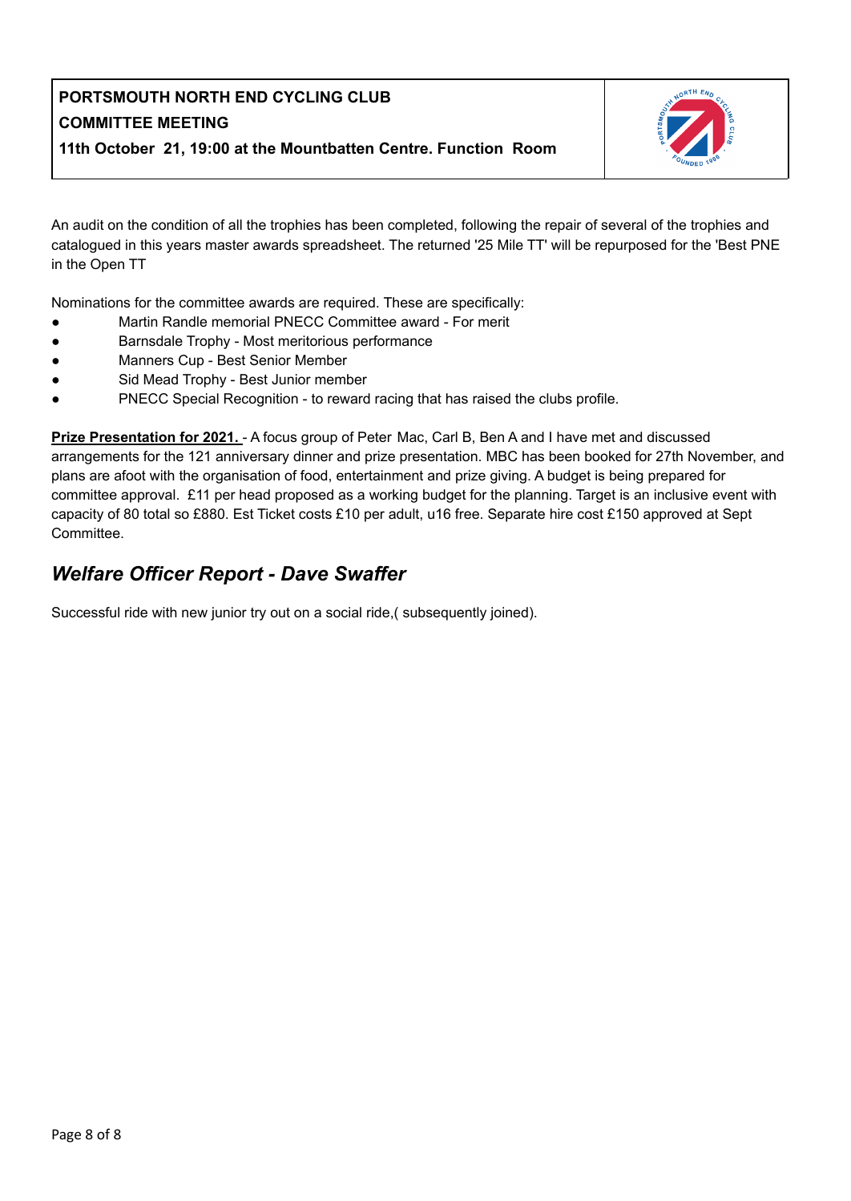An audit on the condition of all the trophies has been completed, following the repair of several of the trophies and catalogued in this years master awards spreadsheet. The returned '25 Mile TT' will be repurposed for the 'Best PNE in the Open TT

Nominations for the committee awards are required. These are specifically:

- Martin Randle memorial PNECC Committee award - For merit
- Barnsdale Trophy - Most meritorious performance
- Manners Cup - Best Senior Member
- Sid Mead Trophy - Best Junior member
- PNECC Special Recognition - to reward racing that has raised the clubs profile.

**Prize Presentation for 2021.** - A focus group of Peter Mac, Carl B, Ben A and I have met and discussed arrangements for the 121 anniversary dinner and prize presentation. MBC has been booked for 27th November, and plans are afoot with the organisation of food, entertainment and prize giving. A budget is being prepared for committee approval. £11 per head proposed as a working budget for the planning. Target is an inclusive event with capacity of 80 total so £880. Est Ticket costs £10 per adult, u16 free. Separate hire cost £150 approved at Sept Committee.

## *Welfare Officer Report - Dave Swaffer*

Successful ride with new junior try out on a social ride,( subsequently joined).